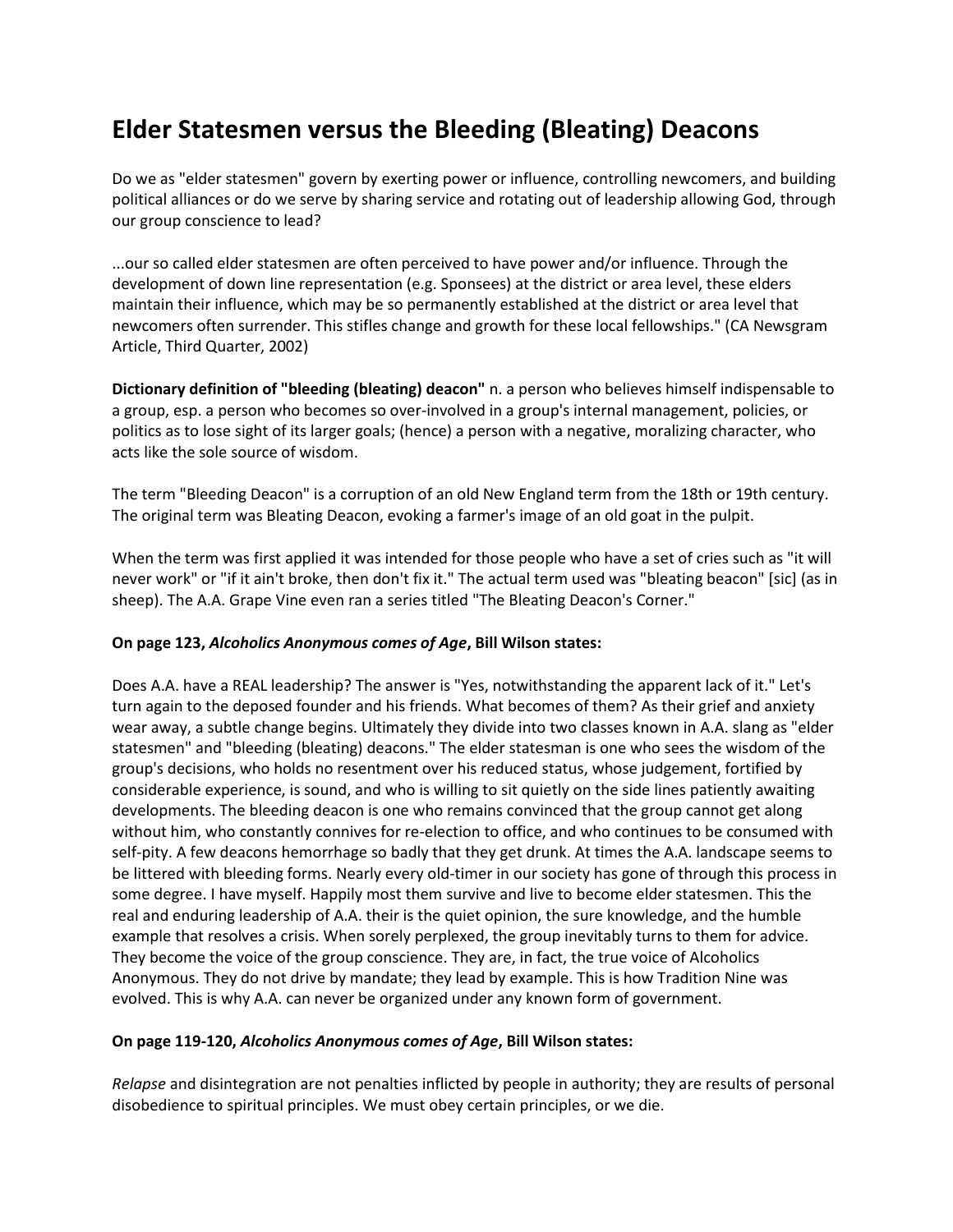# Elder Statesmen versus the Bleeding (Bleating) Deacons

Do we as "elder statesmen" govern by exerting power or influence, controlling newcomers, and building political alliances or do we serve by sharing service and rotating out of leadership allowing God, through our group conscience to lead?

...our so called elder statesmen are often perceived to have power and/or influence. Through the development of down line representation (e.g. Sponsees) at the district or area level, these elders maintain their influence, which may be so permanently established at the district or area level that newcomers often surrender. This stifles change and growth for these local fellowships." (CA Newsgram Article, Third Quarter, 2002)

**Dictionary definition of "bleeding (bleating) deacon"** n. a person who believes himself indispensable to a group, esp. a person who becomes so over-involved in a group's internal management, policies, or politics as to lose sight of its larger goals; (hence) a person with a negative, moralizing character, who acts like the sole source of wisdom.

The term "Bleeding Deacon" is a corruption of an old New England term from the 18th or 19th century. The original term was Bleating Deacon, evoking a farmer's image of an old goat in the pulpit.

When the term was first applied it was intended for those people who have a set of cries such as "it will never work" or "if it ain't broke, then don't fix it." The actual term used was "bleating beacon" [sic] (as in sheep). The A.A. Grape Vine even ran a series titled "The Bleating Deacon's Corner."

**On page 123, *Alcoholics Anonymous comes of Age*, Bill Wilson states:**

Does A.A. have a REAL leadership? The answer is "Yes, notwithstanding the apparent lack of it." Let's turn again to the deposed founder and his friends. What becomes of them? As their grief and anxiety wear away, a subtle change begins. Ultimately they divide into two classes known in A.A. slang as "elder statesmen" and "bleeding (bleating) deacons." The elder statesman is one who sees the wisdom of the group's decisions, who holds no resentment over his reduced status, whose judgement, fortified by considerable experience, is sound, and who is willing to sit quietly on the side lines patiently awaiting developments. The bleeding deacon is one who remains convinced that the group cannot get along without him, who constantly connives for re-election to office, and who continues to be consumed with self-pity. A few deacons hemorrhage so badly that they get drunk. At times the A.A. landscape seems to be littered with bleeding forms. Nearly every old-timer in our society has gone of through this process in some degree. I have myself. Happily most them survive and live to become elder statesmen. This the real and enduring leadership of A.A. their is the quiet opinion, the sure knowledge, and the humble example that resolves a crisis. When sorely perplexed, the group inevitably turns to them for advice. They become the voice of the group conscience. They are, in fact, the true voice of Alcoholics Anonymous. They do not drive by mandate; they lead by example. This is how Tradition Nine was evolved. This is why A.A. can never be organized under any known form of government.

**On page 119-120, *Alcoholics Anonymous comes of Age*, Bill Wilson states:**

*Relapse* and disintegration are not penalties inflicted by people in authority; they are results of personal disobedience to spiritual principles. We must obey certain principles, or we die.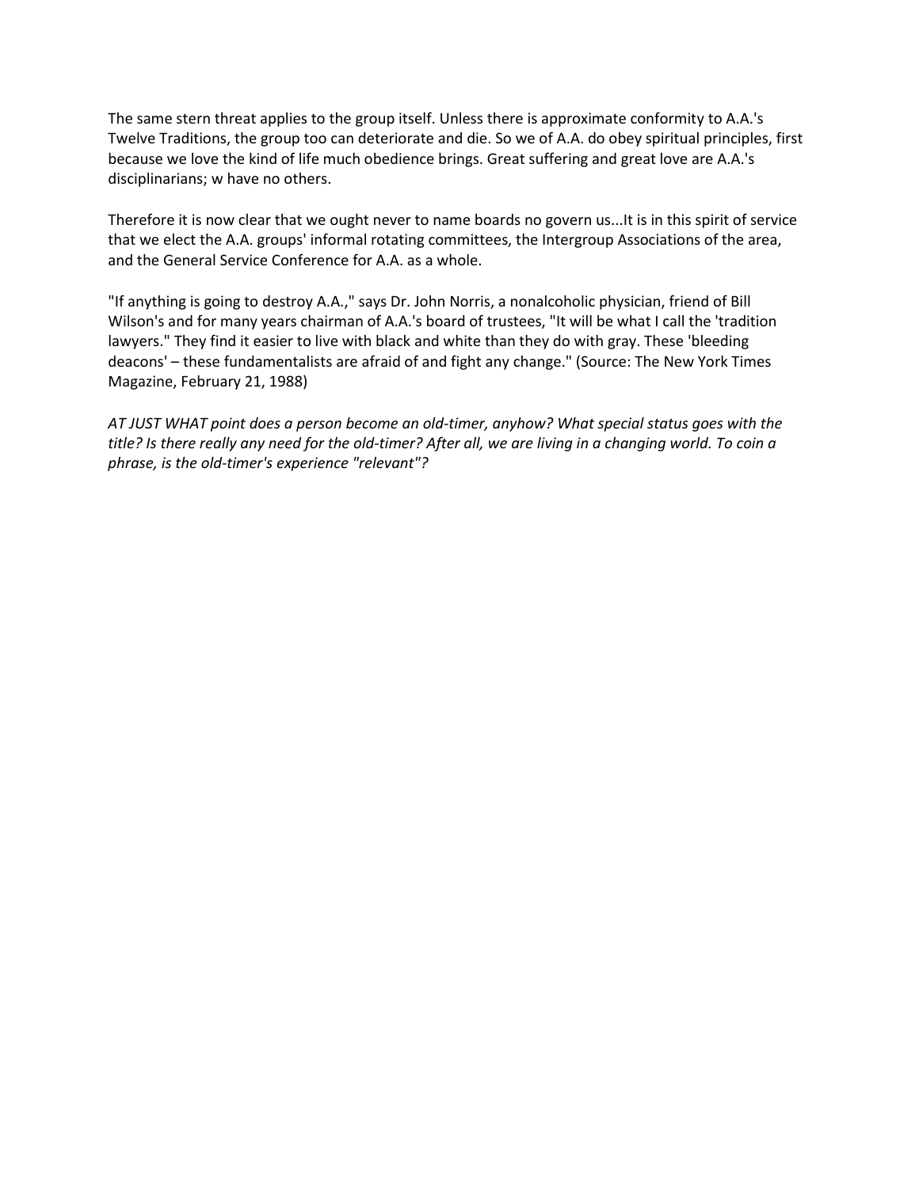The same stern threat applies to the group itself. Unless there is approximate conformity to A.A.'s Twelve Traditions, the group too can deteriorate and die. So we of A.A. do obey spiritual principles, first because we love the kind of life much obedience brings. Great suffering and great love are A.A.'s disciplinarians; w have no others.

Therefore it is now clear that we ought never to name boards no govern us...It is in this spirit of service that we elect the A.A. groups' informal rotating committees, the Intergroup Associations of the area, and the General Service Conference for A.A. as a whole.

"If anything is going to destroy A.A.," says Dr. John Norris, a nonalcoholic physician, friend of Bill Wilson's and for many years chairman of A.A.'s board of trustees, "It will be what I call the 'tradition lawyers." They find it easier to live with black and white than they do with gray. These 'bleeding deacons' – these fundamentalists are afraid of and fight any change." (Source: The New York Times Magazine, February 21, 1988)

*AT JUST WHAT point does a person become an old-timer, anyhow? What special status goes with the title? Is there really any need for the old-timer? After all, we are living in a changing world. To coin a phrase, is the old-timer's experience "relevant"?*